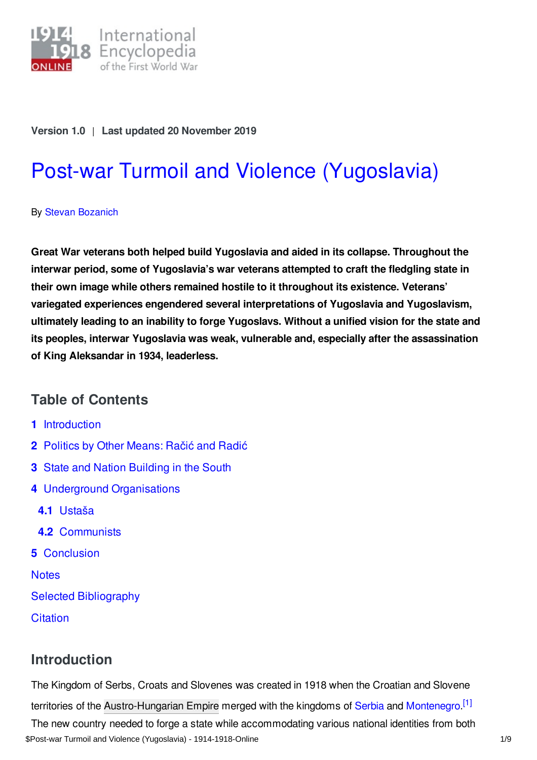Version 1.0 | Last updated 20 November 2019

# Post-war Turmoil and Violence (Yugoslavia)

By Stevan Bozanich

**Great War veterans both helped build Yugoslavia and aided in its collapse. Throughout the interwar period, some of Yugoslavia's war veterans attempted to craft the fledgling state in their own image while others remained hostile to it throughout its existence. Veterans' variegated experiences engendered several interpretations of Yugoslavia and Yugoslavism, ultimately leading to an inability to forge Yugoslavs. Without a unified vision for the state and its peoples, interwar Yugoslavia was weak, vulnerable and, especially after the assassination of King Aleksandar in 1934, leaderless.**

## Table of Contents

1 Introduction
2 Politics by Other Means: Račić and Radić
3 State and Nation Building in the South
4 Underground Organisations
 4.1 Ustaša
 4.2 Communists
5 Conclusion
Notes
Selected Bibliography
Citation

## Introduction

The Kingdom of Serbs, Croats and Slovenes was created in 1918 when the Croatian and Slovene territories of the Austro-Hungarian Empire merged with the kingdoms of Serbia and Montenegro.[1] The new country needed to forge a state while accommodating various national identities from both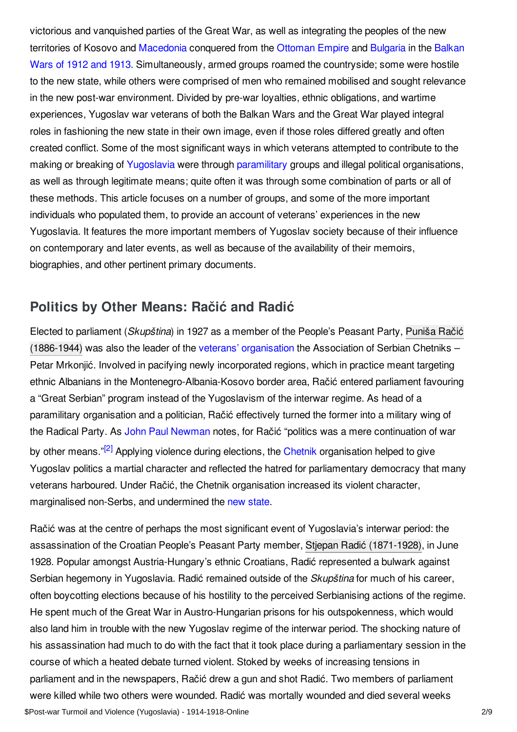victorious and vanquished parties of the Great War, as well as integrating the peoples of the new territories of Kosovo and Macedonia conquered from the Ottoman Empire and Bulgaria in the Balkan Wars of 1912 and 1913. Simultaneously, armed groups roamed the countryside; some were hostile to the new state, while others were comprised of men who remained mobilised and sought relevance in the new post-war environment. Divided by pre-war loyalties, ethnic obligations, and wartime experiences, Yugoslav war veterans of both the Balkan Wars and the Great War played integral roles in fashioning the new state in their own image, even if those roles differed greatly and often created conflict. Some of the most significant ways in which veterans attempted to contribute to the making or breaking of Yugoslavia were through paramilitary groups and illegal political organisations, as well as through legitimate means; quite often it was through some combination of parts or all of these methods. This article focuses on a number of groups, and some of the more important individuals who populated them, to provide an account of veterans' experiences in the new Yugoslavia. It features the more important members of Yugoslav society because of their influence on contemporary and later events, as well as because of the availability of their memoirs, biographies, and other pertinent primary documents.

## Politics by Other Means: Račić and Radić

Elected to parliament (*Skupština*) in 1927 as a member of the People's Peasant Party, Puniša Račić (1886-1944) was also the leader of the veterans' organisation the Association of Serbian Chetniks – Petar Mrkonjić. Involved in pacifying newly incorporated regions, which in practice meant targeting ethnic Albanians in the Montenegro-Albania-Kosovo border area, Račić entered parliament favouring a "Great Serbian" program instead of the Yugoslavism of the interwar regime. As head of a paramilitary organisation and a politician, Račić effectively turned the former into a military wing of the Radical Party. As John Paul Newman notes, for Račić "politics was a mere continuation of war by other means."[2] Applying violence during elections, the Chetnik organisation helped to give Yugoslav politics a martial character and reflected the hatred for parliamentary democracy that many veterans harboured. Under Račić, the Chetnik organisation increased its violent character, marginalised non-Serbs, and undermined the new state.

Račić was at the centre of perhaps the most significant event of Yugoslavia's interwar period: the assassination of the Croatian People's Peasant Party member, Stjepan Radić (1871-1928), in June 1928. Popular amongst Austria-Hungary's ethnic Croatians, Radić represented a bulwark against Serbian hegemony in Yugoslavia. Radić remained outside of the *Skupština* for much of his career, often boycotting elections because of his hostility to the perceived Serbianising actions of the regime. He spent much of the Great War in Austro-Hungarian prisons for his outspokenness, which would also land him in trouble with the new Yugoslav regime of the interwar period. The shocking nature of his assassination had much to do with the fact that it took place during a parliamentary session in the course of which a heated debate turned violent. Stoked by weeks of increasing tensions in parliament and in the newspapers, Račić drew a gun and shot Radić. Two members of parliament were killed while two others were wounded. Radić was mortally wounded and died several weeks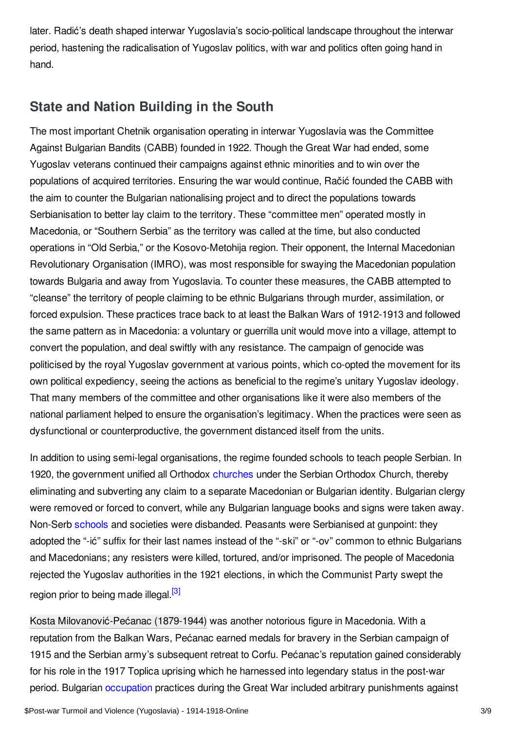later. Radić's death shaped interwar Yugoslavia's socio-political landscape throughout the interwar period, hastening the radicalisation of Yugoslav politics, with war and politics often going hand in hand.

## State and Nation Building in the South

The most important Chetnik organisation operating in interwar Yugoslavia was the Committee Against Bulgarian Bandits (CABB) founded in 1922. Though the Great War had ended, some Yugoslav veterans continued their campaigns against ethnic minorities and to win over the populations of acquired territories. Ensuring the war would continue, Račić founded the CABB with the aim to counter the Bulgarian nationalising project and to direct the populations towards Serbianisation to better lay claim to the territory. These "committee men" operated mostly in Macedonia, or "Southern Serbia" as the territory was called at the time, but also conducted operations in "Old Serbia," or the Kosovo-Metohija region. Their opponent, the Internal Macedonian Revolutionary Organisation (IMRO), was most responsible for swaying the Macedonian population towards Bulgaria and away from Yugoslavia. To counter these measures, the CABB attempted to "cleanse" the territory of people claiming to be ethnic Bulgarians through murder, assimilation, or forced expulsion. These practices trace back to at least the Balkan Wars of 1912-1913 and followed the same pattern as in Macedonia: a voluntary or guerrilla unit would move into a village, attempt to convert the population, and deal swiftly with any resistance. The campaign of genocide was politicised by the royal Yugoslav government at various points, which co-opted the movement for its own political expediency, seeing the actions as beneficial to the regime's unitary Yugoslav ideology. That many members of the committee and other organisations like it were also members of the national parliament helped to ensure the organisation's legitimacy. When the practices were seen as dysfunctional or counterproductive, the government distanced itself from the units.

In addition to using semi-legal organisations, the regime founded schools to teach people Serbian. In 1920, the government unified all Orthodox churches under the Serbian Orthodox Church, thereby eliminating and subverting any claim to a separate Macedonian or Bulgarian identity. Bulgarian clergy were removed or forced to convert, while any Bulgarian language books and signs were taken away. Non-Serb schools and societies were disbanded. Peasants were Serbianised at gunpoint: they adopted the "-ić" suffix for their last names instead of the "-ski" or "-ov" common to ethnic Bulgarians and Macedonians; any resisters were killed, tortured, and/or imprisoned. The people of Macedonia rejected the Yugoslav authorities in the 1921 elections, in which the Communist Party swept the region prior to being made illegal.[3]

Kosta Milovanović-Pećanac (1879-1944) was another notorious figure in Macedonia. With a reputation from the Balkan Wars, Pećanac earned medals for bravery in the Serbian campaign of 1915 and the Serbian army's subsequent retreat to Corfu. Pećanac's reputation gained considerably for his role in the 1917 Toplica uprising which he harnessed into legendary status in the post-war period. Bulgarian occupation practices during the Great War included arbitrary punishments against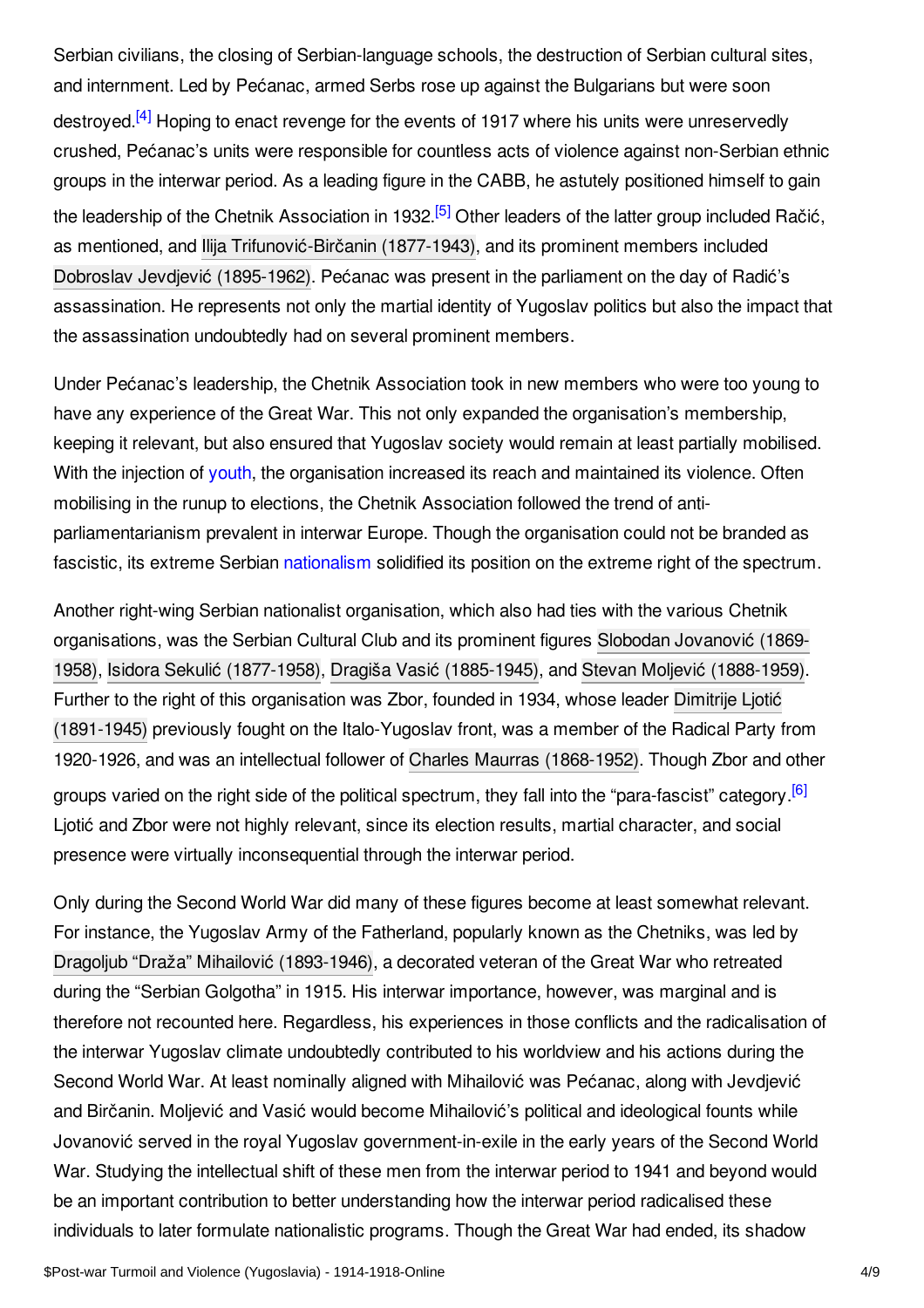Serbian civilians, the closing of Serbian-language schools, the destruction of Serbian cultural sites, and internment. Led by Pećanac, armed Serbs rose up against the Bulgarians but were soon destroyed.[4] Hoping to enact revenge for the events of 1917 where his units were unreservedly crushed, Pećanac's units were responsible for countless acts of violence against non-Serbian ethnic groups in the interwar period. As a leading figure in the CABB, he astutely positioned himself to gain the leadership of the Chetnik Association in 1932.[5] Other leaders of the latter group included Račić, as mentioned, and Ilija Trifunović-Birčanin (1877-1943), and its prominent members included Dobroslav Jevdjević (1895-1962). Pećanac was present in the parliament on the day of Radić's assassination. He represents not only the martial identity of Yugoslav politics but also the impact that the assassination undoubtedly had on several prominent members.

Under Pećanac's leadership, the Chetnik Association took in new members who were too young to have any experience of the Great War. This not only expanded the organisation's membership, keeping it relevant, but also ensured that Yugoslav society would remain at least partially mobilised. With the injection of youth, the organisation increased its reach and maintained its violence. Often mobilising in the runup to elections, the Chetnik Association followed the trend of anti-parliamentarianism prevalent in interwar Europe. Though the organisation could not be branded as fascistic, its extreme Serbian nationalism solidified its position on the extreme right of the spectrum.

Another right-wing Serbian nationalist organisation, which also had ties with the various Chetnik organisations, was the Serbian Cultural Club and its prominent figures Slobodan Jovanović (1869-1958), Isidora Sekulić (1877-1958), Dragiša Vasić (1885-1945), and Stevan Moljević (1888-1959). Further to the right of this organisation was Zbor, founded in 1934, whose leader Dimitrije Ljotić (1891-1945) previously fought on the Italo-Yugoslav front, was a member of the Radical Party from 1920-1926, and was an intellectual follower of Charles Maurras (1868-1952). Though Zbor and other groups varied on the right side of the political spectrum, they fall into the "para-fascist" category.[6] Ljotić and Zbor were not highly relevant, since its election results, martial character, and social presence were virtually inconsequential through the interwar period.

Only during the Second World War did many of these figures become at least somewhat relevant. For instance, the Yugoslav Army of the Fatherland, popularly known as the Chetniks, was led by Dragoljub "Draža" Mihailović (1893-1946), a decorated veteran of the Great War who retreated during the "Serbian Golgotha" in 1915. His interwar importance, however, was marginal and is therefore not recounted here. Regardless, his experiences in those conflicts and the radicalisation of the interwar Yugoslav climate undoubtedly contributed to his worldview and his actions during the Second World War. At least nominally aligned with Mihailović was Pećanac, along with Jevdjević and Birčanin. Moljević and Vasić would become Mihailović's political and ideological founts while Jovanović served in the royal Yugoslav government-in-exile in the early years of the Second World War. Studying the intellectual shift of these men from the interwar period to 1941 and beyond would be an important contribution to better understanding how the interwar period radicalised these individuals to later formulate nationalistic programs. Though the Great War had ended, its shadow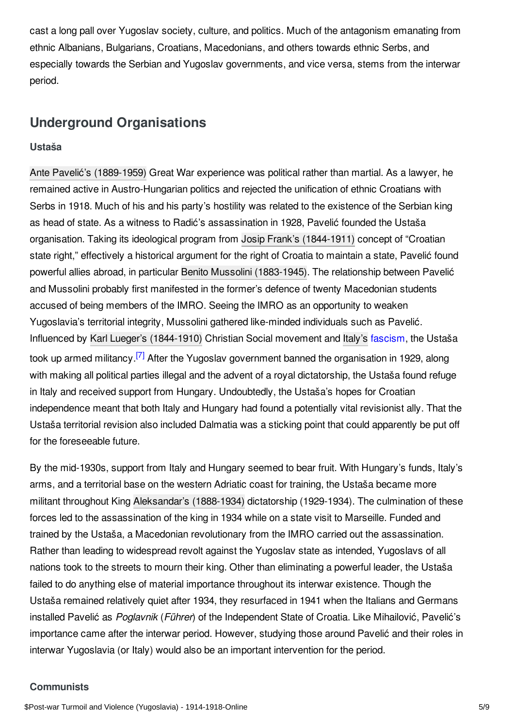cast a long pall over Yugoslav society, culture, and politics. Much of the antagonism emanating from ethnic Albanians, Bulgarians, Croatians, Macedonians, and others towards ethnic Serbs, and especially towards the Serbian and Yugoslav governments, and vice versa, stems from the interwar period.

## Underground Organisations

### Ustaša

Ante Pavelić's (1889-1959) Great War experience was political rather than martial. As a lawyer, he remained active in Austro-Hungarian politics and rejected the unification of ethnic Croatians with Serbs in 1918. Much of his and his party's hostility was related to the existence of the Serbian king as head of state. As a witness to Radić's assassination in 1928, Pavelić founded the Ustaša organisation. Taking its ideological program from Josip Frank's (1844-1911) concept of "Croatian state right," effectively a historical argument for the right of Croatia to maintain a state, Pavelić found powerful allies abroad, in particular Benito Mussolini (1883-1945). The relationship between Pavelić and Mussolini probably first manifested in the former's defence of twenty Macedonian students accused of being members of the IMRO. Seeing the IMRO as an opportunity to weaken Yugoslavia's territorial integrity, Mussolini gathered like-minded individuals such as Pavelić. Influenced by Karl Lueger's (1844-1910) Christian Social movement and Italy's fascism, the Ustaša took up armed militancy.[7] After the Yugoslav government banned the organisation in 1929, along with making all political parties illegal and the advent of a royal dictatorship, the Ustaša found refuge in Italy and received support from Hungary. Undoubtedly, the Ustaša's hopes for Croatian independence meant that both Italy and Hungary had found a potentially vital revisionist ally. That the Ustaša territorial revision also included Dalmatia was a sticking point that could apparently be put off for the foreseeable future.

By the mid-1930s, support from Italy and Hungary seemed to bear fruit. With Hungary's funds, Italy's arms, and a territorial base on the western Adriatic coast for training, the Ustaša became more militant throughout King Aleksandar's (1888-1934) dictatorship (1929-1934). The culmination of these forces led to the assassination of the king in 1934 while on a state visit to Marseille. Funded and trained by the Ustaša, a Macedonian revolutionary from the IMRO carried out the assassination. Rather than leading to widespread revolt against the Yugoslav state as intended, Yugoslavs of all nations took to the streets to mourn their king. Other than eliminating a powerful leader, the Ustaša failed to do anything else of material importance throughout its interwar existence. Though the Ustaša remained relatively quiet after 1934, they resurfaced in 1941 when the Italians and Germans installed Pavelić as *Poglavnik* (*Führer*) of the Independent State of Croatia. Like Mihailović, Pavelić's importance came after the interwar period. However, studying those around Pavelić and their roles in interwar Yugoslavia (or Italy) would also be an important intervention for the period.

### Communists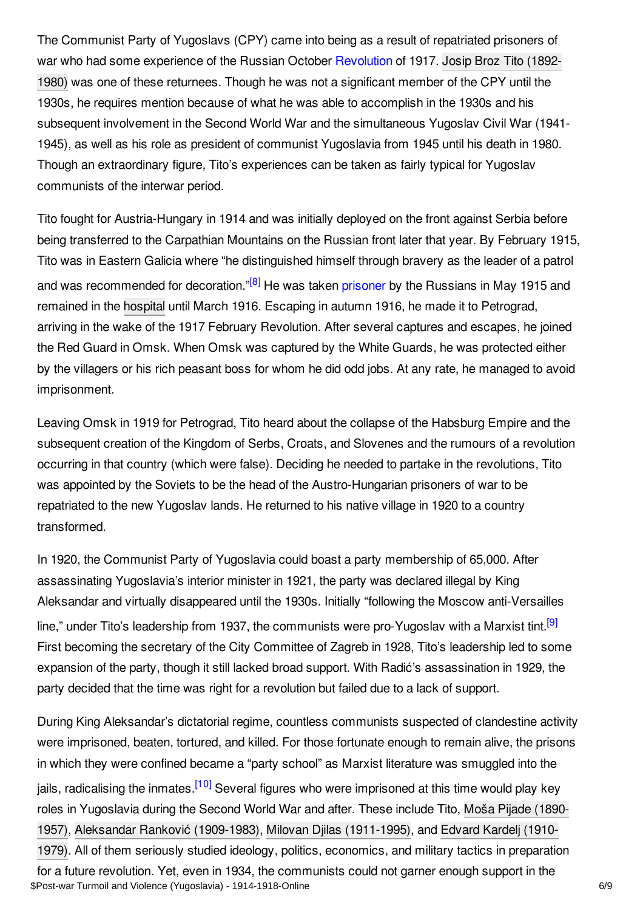The Communist Party of Yugoslavs (CPY) came into being as a result of repatriated prisoners of war who had some experience of the Russian October Revolution of 1917. Josip Broz Tito (1892-1980) was one of these returnees. Though he was not a significant member of the CPY until the 1930s, he requires mention because of what he was able to accomplish in the 1930s and his subsequent involvement in the Second World War and the simultaneous Yugoslav Civil War (1941-1945), as well as his role as president of communist Yugoslavia from 1945 until his death in 1980. Though an extraordinary figure, Tito's experiences can be taken as fairly typical for Yugoslav communists of the interwar period.

Tito fought for Austria-Hungary in 1914 and was initially deployed on the front against Serbia before being transferred to the Carpathian Mountains on the Russian front later that year. By February 1915, Tito was in Eastern Galicia where "he distinguished himself through bravery as the leader of a patrol and was recommended for decoration."[8] He was taken prisoner by the Russians in May 1915 and remained in the hospital until March 1916. Escaping in autumn 1916, he made it to Petrograd, arriving in the wake of the 1917 February Revolution. After several captures and escapes, he joined the Red Guard in Omsk. When Omsk was captured by the White Guards, he was protected either by the villagers or his rich peasant boss for whom he did odd jobs. At any rate, he managed to avoid imprisonment.

Leaving Omsk in 1919 for Petrograd, Tito heard about the collapse of the Habsburg Empire and the subsequent creation of the Kingdom of Serbs, Croats, and Slovenes and the rumours of a revolution occurring in that country (which were false). Deciding he needed to partake in the revolutions, Tito was appointed by the Soviets to be the head of the Austro-Hungarian prisoners of war to be repatriated to the new Yugoslav lands. He returned to his native village in 1920 to a country transformed.

In 1920, the Communist Party of Yugoslavia could boast a party membership of 65,000. After assassinating Yugoslavia's interior minister in 1921, the party was declared illegal by King Aleksandar and virtually disappeared until the 1930s. Initially "following the Moscow anti-Versailles line," under Tito's leadership from 1937, the communists were pro-Yugoslav with a Marxist tint.[9] First becoming the secretary of the City Committee of Zagreb in 1928, Tito's leadership led to some expansion of the party, though it still lacked broad support. With Radić's assassination in 1929, the party decided that the time was right for a revolution but failed due to a lack of support.

During King Aleksandar's dictatorial regime, countless communists suspected of clandestine activity were imprisoned, beaten, tortured, and killed. For those fortunate enough to remain alive, the prisons in which they were confined became a "party school" as Marxist literature was smuggled into the jails, radicalising the inmates.[10] Several figures who were imprisoned at this time would play key roles in Yugoslavia during the Second World War and after. These include Tito, Moša Pijade (1890-1957), Aleksandar Ranković (1909-1983), Milovan Djilas (1911-1995), and Edvard Kardelj (1910-1979). All of them seriously studied ideology, politics, economics, and military tactics in preparation for a future revolution. Yet, even in 1934, the communists could not garner enough support in the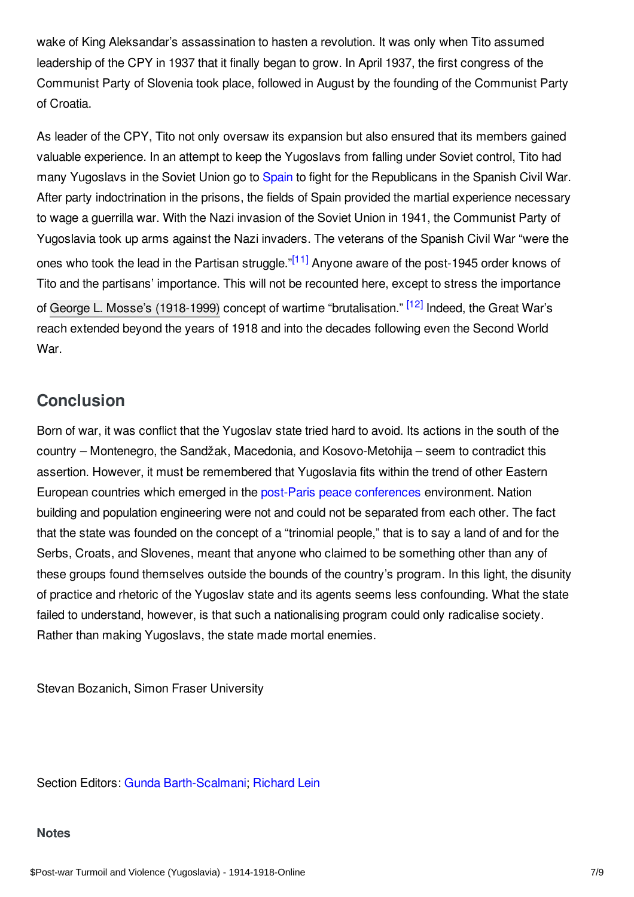wake of King Aleksandar's assassination to hasten a revolution. It was only when Tito assumed leadership of the CPY in 1937 that it finally began to grow. In April 1937, the first congress of the Communist Party of Slovenia took place, followed in August by the founding of the Communist Party of Croatia.

As leader of the CPY, Tito not only oversaw its expansion but also ensured that its members gained valuable experience. In an attempt to keep the Yugoslavs from falling under Soviet control, Tito had many Yugoslavs in the Soviet Union go to Spain to fight for the Republicans in the Spanish Civil War. After party indoctrination in the prisons, the fields of Spain provided the martial experience necessary to wage a guerrilla war. With the Nazi invasion of the Soviet Union in 1941, the Communist Party of Yugoslavia took up arms against the Nazi invaders. The veterans of the Spanish Civil War "were the ones who took the lead in the Partisan struggle."[11] Anyone aware of the post-1945 order knows of Tito and the partisans' importance. This will not be recounted here, except to stress the importance of George L. Mosse's (1918-1999) concept of wartime "brutalisation." [12] Indeed, the Great War's reach extended beyond the years of 1918 and into the decades following even the Second World War.

## Conclusion

Born of war, it was conflict that the Yugoslav state tried hard to avoid. Its actions in the south of the country – Montenegro, the Sandžak, Macedonia, and Kosovo-Metohija – seem to contradict this assertion. However, it must be remembered that Yugoslavia fits within the trend of other Eastern European countries which emerged in the post-Paris peace conferences environment. Nation building and population engineering were not and could not be separated from each other. The fact that the state was founded on the concept of a "trinomial people," that is to say a land of and for the Serbs, Croats, and Slovenes, meant that anyone who claimed to be something other than any of these groups found themselves outside the bounds of the country's program. In this light, the disunity of practice and rhetoric of the Yugoslav state and its agents seems less confounding. What the state failed to understand, however, is that such a nationalising program could only radicalise society. Rather than making Yugoslavs, the state made mortal enemies.

Stevan Bozanich, Simon Fraser University

Section Editors: Gunda Barth-Scalmani; Richard Lein

### Notes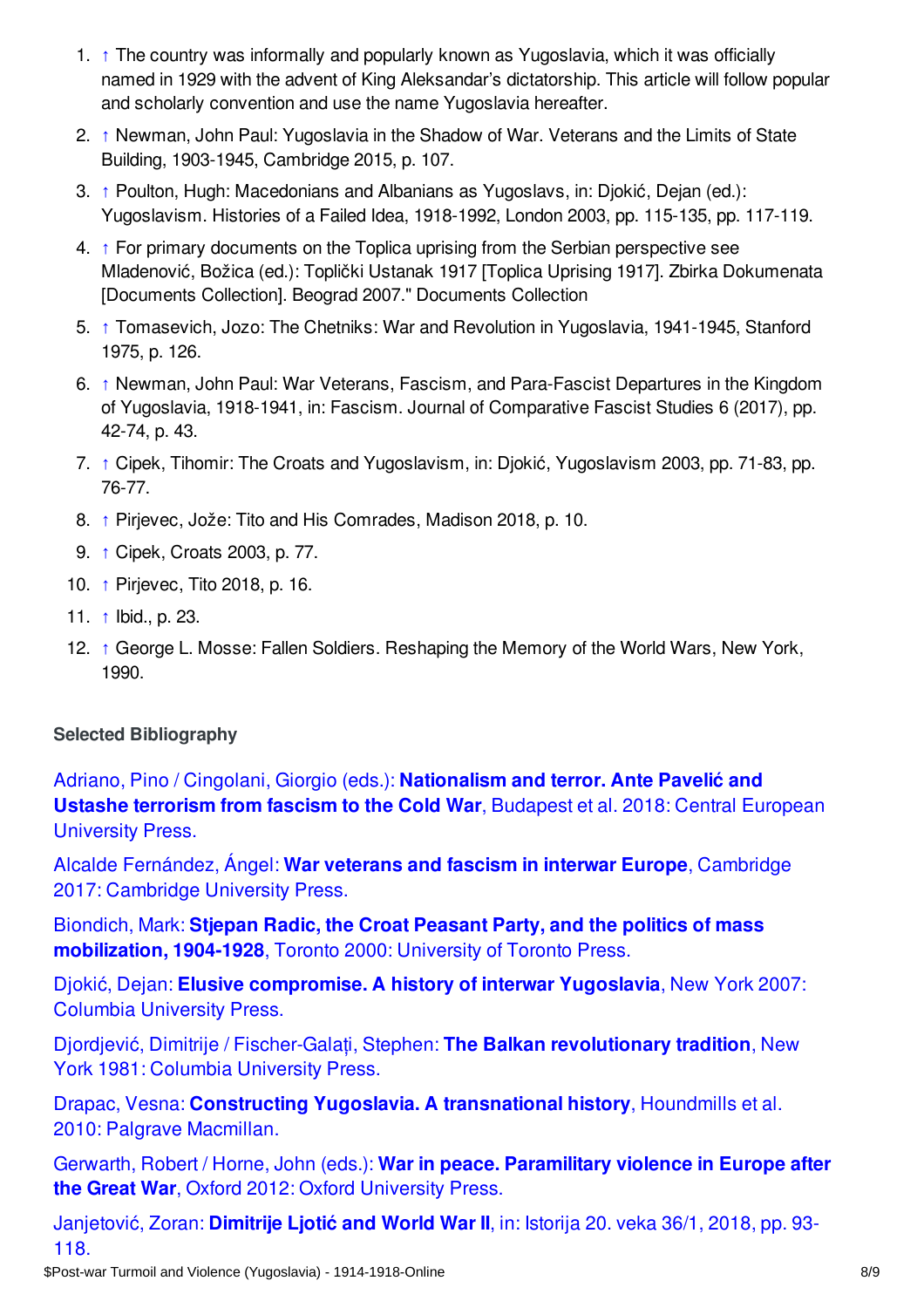1. ↑ The country was informally and popularly known as Yugoslavia, which it was officially named in 1929 with the advent of King Aleksandar's dictatorship. This article will follow popular and scholarly convention and use the name Yugoslavia hereafter.
2. ↑ Newman, John Paul: Yugoslavia in the Shadow of War. Veterans and the Limits of State Building, 1903-1945, Cambridge 2015, p. 107.
3. ↑ Poulton, Hugh: Macedonians and Albanians as Yugoslavs, in: Djokić, Dejan (ed.): Yugoslavism. Histories of a Failed Idea, 1918-1992, London 2003, pp. 115-135, pp. 117-119.
4. ↑ For primary documents on the Toplica uprising from the Serbian perspective see Mladenović, Božica (ed.): Toplički Ustanak 1917 [Toplica Uprising 1917]. Zbirka Dokumenata [Documents Collection]. Beograd 2007." Documents Collection
5. ↑ Tomasevich, Jozo: The Chetniks: War and Revolution in Yugoslavia, 1941-1945, Stanford 1975, p. 126.
6. ↑ Newman, John Paul: War Veterans, Fascism, and Para-Fascist Departures in the Kingdom of Yugoslavia, 1918-1941, in: Fascism. Journal of Comparative Fascist Studies 6 (2017), pp. 42-74, p. 43.
7. ↑ Cipek, Tihomir: The Croats and Yugoslavism, in: Djokić, Yugoslavism 2003, pp. 71-83, pp. 76-77.
8. ↑ Pirjevec, Jože: Tito and His Comrades, Madison 2018, p. 10.
9. ↑ Cipek, Croats 2003, p. 77.
10. ↑ Pirjevec, Tito 2018, p. 16.
11. ↑ Ibid., p. 23.
12. ↑ George L. Mosse: Fallen Soldiers. Reshaping the Memory of the World Wars, New York, 1990.

### Selected Bibliography

Adriano, Pino / Cingolani, Giorgio (eds.): **Nationalism and terror. Ante Pavelić and Ustashe terrorism from fascism to the Cold War**, Budapest et al. 2018: Central European University Press.

Alcalde Fernández, Ángel: **War veterans and fascism in interwar Europe**, Cambridge 2017: Cambridge University Press.

Biondich, Mark: **Stjepan Radic, the Croat Peasant Party, and the politics of mass mobilization, 1904-1928**, Toronto 2000: University of Toronto Press.

Djokić, Dejan: **Elusive compromise. A history of interwar Yugoslavia**, New York 2007: Columbia University Press.

Djordjević, Dimitrije / Fischer-Galaţi, Stephen: **The Balkan revolutionary tradition**, New York 1981: Columbia University Press.

Drapac, Vesna: **Constructing Yugoslavia. A transnational history**, Houndmills et al. 2010: Palgrave Macmillan.

Gerwarth, Robert / Horne, John (eds.): **War in peace. Paramilitary violence in Europe after the Great War**, Oxford 2012: Oxford University Press.

Janjetović, Zoran: **Dimitrije Ljotić and World War II**, in: Istorija 20. veka 36/1, 2018, pp. 93-118.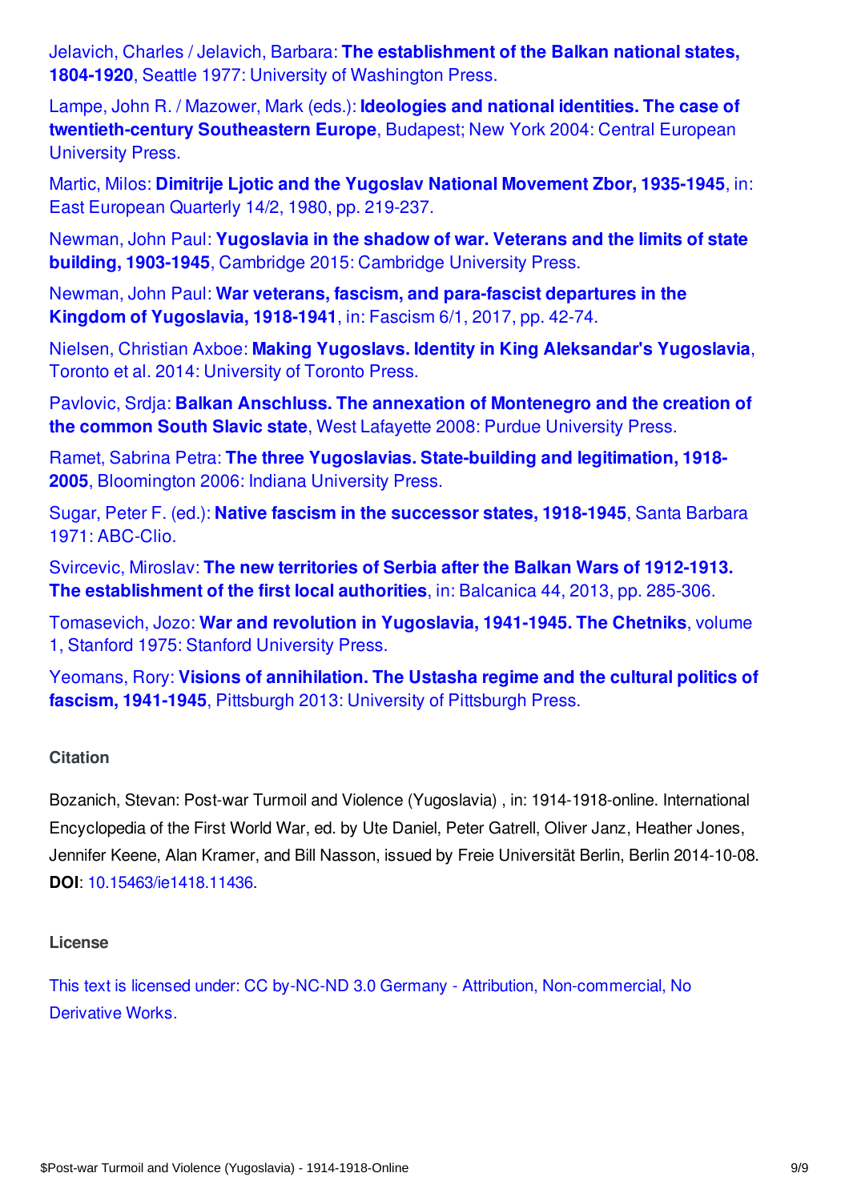Jelavich, Charles / Jelavich, Barbara: **The establishment of the Balkan national states, 1804-1920**, Seattle 1977: University of Washington Press.

Lampe, John R. / Mazower, Mark (eds.): **Ideologies and national identities. The case of twentieth-century Southeastern Europe**, Budapest; New York 2004: Central European University Press.

Martic, Milos: **Dimitrije Ljotic and the Yugoslav National Movement Zbor, 1935-1945**, in: East European Quarterly 14/2, 1980, pp. 219-237.

Newman, John Paul: **Yugoslavia in the shadow of war. Veterans and the limits of state building, 1903-1945**, Cambridge 2015: Cambridge University Press.

Newman, John Paul: **War veterans, fascism, and para-fascist departures in the Kingdom of Yugoslavia, 1918-1941**, in: Fascism 6/1, 2017, pp. 42-74.

Nielsen, Christian Axboe: **Making Yugoslavs. Identity in King Aleksandar's Yugoslavia**, Toronto et al. 2014: University of Toronto Press.

Pavlovic, Srdja: **Balkan Anschluss. The annexation of Montenegro and the creation of the common South Slavic state**, West Lafayette 2008: Purdue University Press.

Ramet, Sabrina Petra: **The three Yugoslavias. State-building and legitimation, 1918-2005**, Bloomington 2006: Indiana University Press.

Sugar, Peter F. (ed.): **Native fascism in the successor states, 1918-1945**, Santa Barbara 1971: ABC-Clio.

Svircevic, Miroslav: **The new territories of Serbia after the Balkan Wars of 1912-1913. The establishment of the first local authorities**, in: Balcanica 44, 2013, pp. 285-306.

Tomasevich, Jozo: **War and revolution in Yugoslavia, 1941-1945. The Chetniks**, volume 1, Stanford 1975: Stanford University Press.

Yeomans, Rory: **Visions of annihilation. The Ustasha regime and the cultural politics of fascism, 1941-1945**, Pittsburgh 2013: University of Pittsburgh Press.

### Citation

Bozanich, Stevan: Post-war Turmoil and Violence (Yugoslavia) , in: 1914-1918-online. International Encyclopedia of the First World War, ed. by Ute Daniel, Peter Gatrell, Oliver Janz, Heather Jones, Jennifer Keene, Alan Kramer, and Bill Nasson, issued by Freie Universität Berlin, Berlin 2014-10-08. **DOI**: 10.15463/ie1418.11436.

### License

This text is licensed under: CC by-NC-ND 3.0 Germany - Attribution, Non-commercial, No Derivative Works.